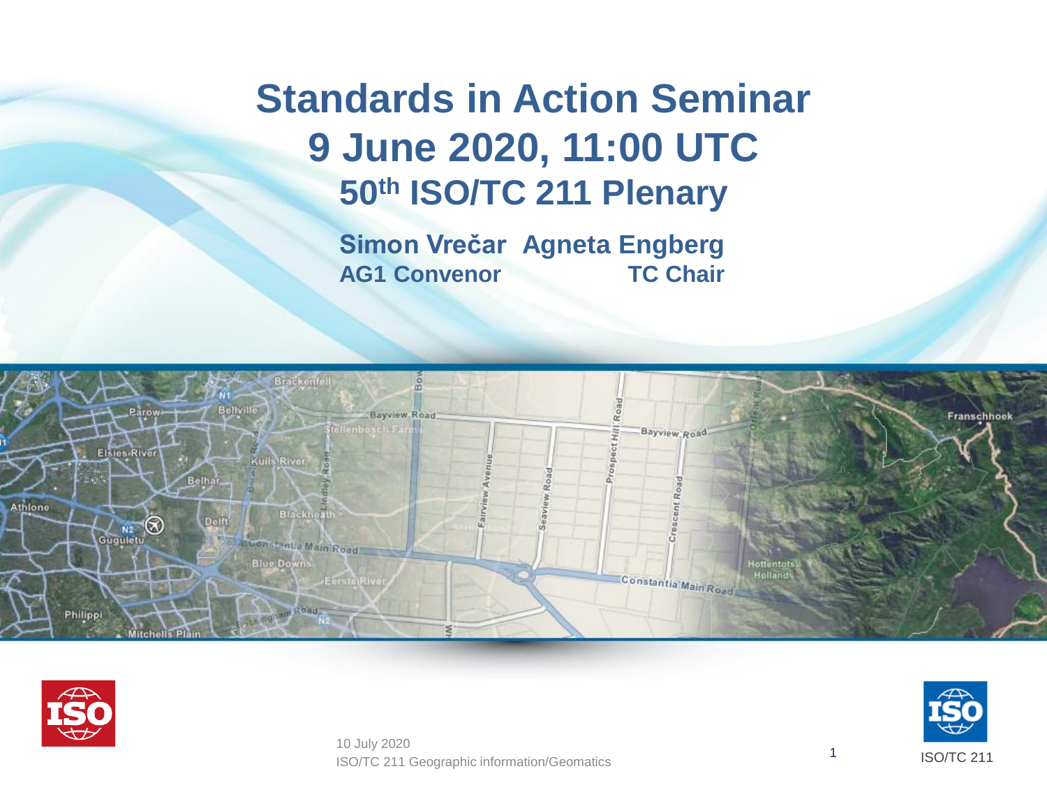# Standards in Action Seminar
# 9 June 2020, 11:00 UTC
## 50th ISO/TC 211 Plenary

**Simon Vrečar** — **AG1 Convenor**

**Agneta Engberg** — **TC Chair**

10 July 2020

ISO/TC 211 Geographic information/Geomatics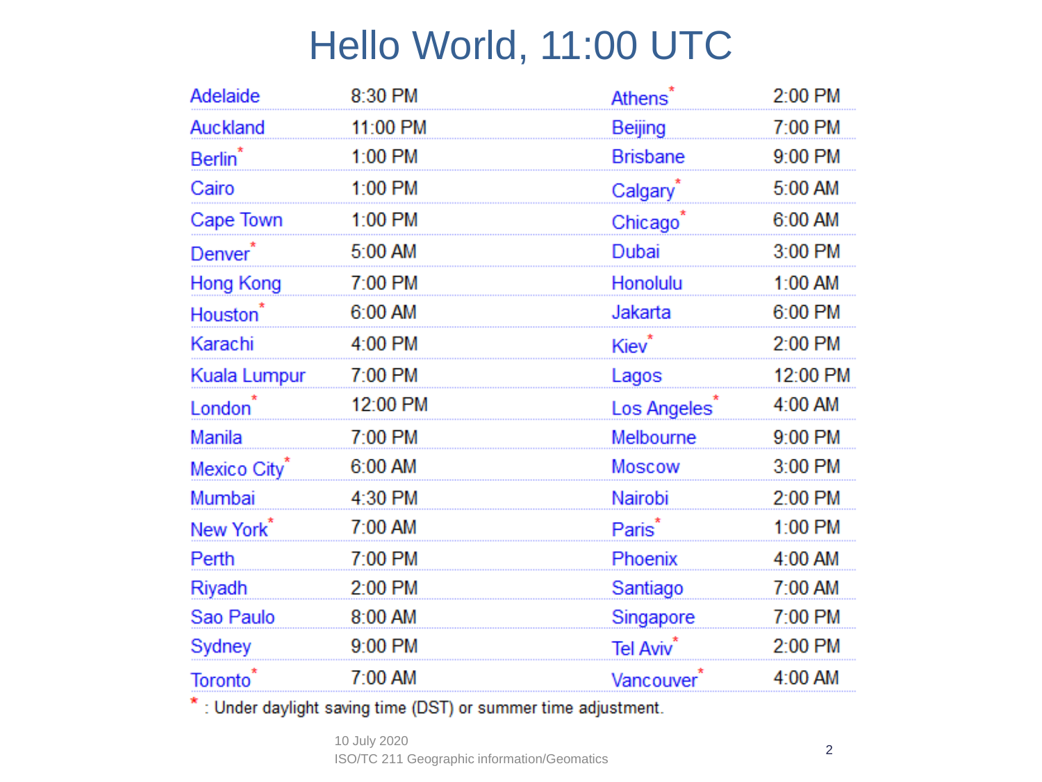# Hello World, 11:00 UTC

| | | | |
|---|---|---|---|
| Adelaide | 8:30 PM | Athens* | 2:00 PM |
| Auckland | 11:00 PM | Beijing | 7:00 PM |
| Berlin* | 1:00 PM | Brisbane | 9:00 PM |
| Cairo | 1:00 PM | Calgary* | 5:00 AM |
| Cape Town | 1:00 PM | Chicago* | 6:00 AM |
| Denver* | 5:00 AM | Dubai | 3:00 PM |
| Hong Kong | 7:00 PM | Honolulu | 1:00 AM |
| Houston* | 6:00 AM | Jakarta | 6:00 PM |
| Karachi | 4:00 PM | Kiev* | 2:00 PM |
| Kuala Lumpur | 7:00 PM | Lagos | 12:00 PM |
| London* | 12:00 PM | Los Angeles* | 4:00 AM |
| Manila | 7:00 PM | Melbourne | 9:00 PM |
| Mexico City* | 6:00 AM | Moscow | 3:00 PM |
| Mumbai | 4:30 PM | Nairobi | 2:00 PM |
| New York* | 7:00 AM | Paris* | 1:00 PM |
| Perth | 7:00 PM | Phoenix | 4:00 AM |
| Riyadh | 2:00 PM | Santiago | 7:00 AM |
| Sao Paulo | 8:00 AM | Singapore | 7:00 PM |
| Sydney | 9:00 PM | Tel Aviv* | 2:00 PM |
| Toronto* | 7:00 AM | Vancouver* | 4:00 AM |

* : Under daylight saving time (DST) or summer time adjustment.

10 July 2020
ISO/TC 211 Geographic information/Geomatics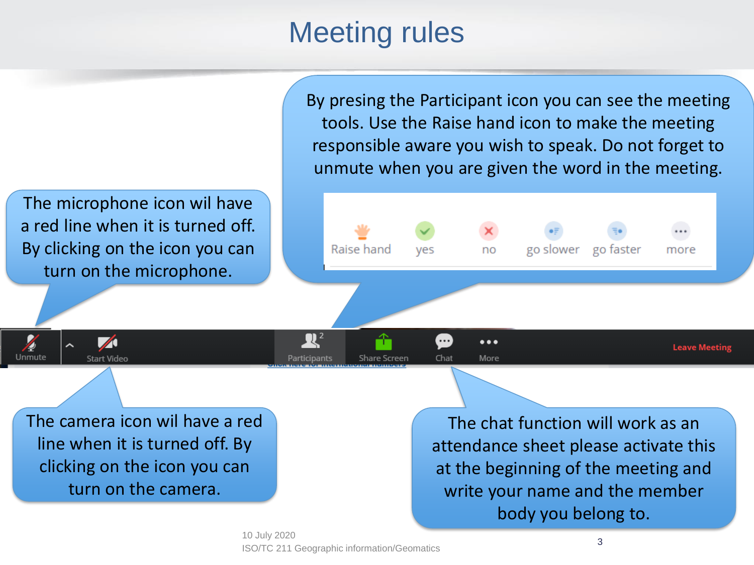# Meeting rules

By presing the Participant icon you can see the meeting tools. Use the Raise hand icon to make the meeting responsible aware you wish to speak. Do not forget to unmute when you are given the word in the meeting.

Raise hand | yes | no | go slower | go faster | more

The microphone icon wil have a red line when it is turned off. By clicking on the icon you can turn on the microphone.

Unmute | Start Video | Participants | Share Screen | Chat | More | Leave Meeting

The camera icon wil have a red line when it is turned off. By clicking on the icon you can turn on the camera.

The chat function will work as an attendance sheet please activate this at the beginning of the meeting and write your name and the member body you belong to.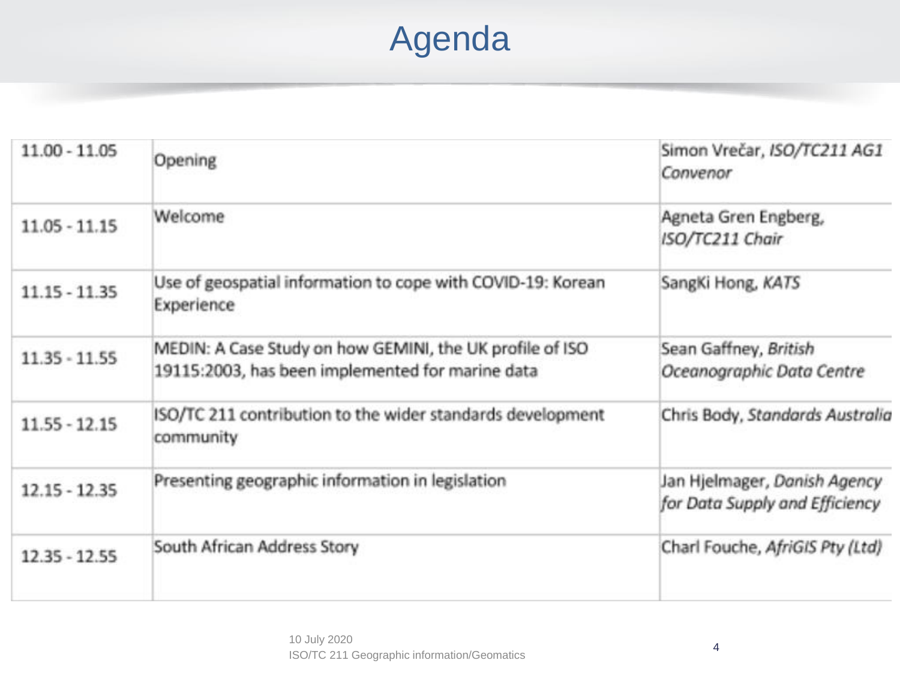# Agenda

| | | |
|---|---|---|
| 11.00 - 11.05 | Opening | Simon Vrečar, *ISO/TC211 AG1 Convenor* |
| 11.05 - 11.15 | Welcome | Agneta Gren Engberg, *ISO/TC211 Chair* |
| 11.15 - 11.35 | Use of geospatial information to cope with COVID-19: Korean Experience | SangKi Hong, *KATS* |
| 11.35 - 11.55 | MEDIN: A Case Study on how GEMINI, the UK profile of ISO 19115:2003, has been implemented for marine data | Sean Gaffney, *British Oceanographic Data Centre* |
| 11.55 - 12.15 | ISO/TC 211 contribution to the wider standards development community | Chris Body, *Standards Australia* |
| 12.15 - 12.35 | Presenting geographic information in legislation | Jan Hjelmager, *Danish Agency for Data Supply and Efficiency* |
| 12.35 - 12.55 | South African Address Story | Charl Fouche, *AfriGIS Pty (Ltd)* |

10 July 2020
ISO/TC 211 Geographic information/Geomatics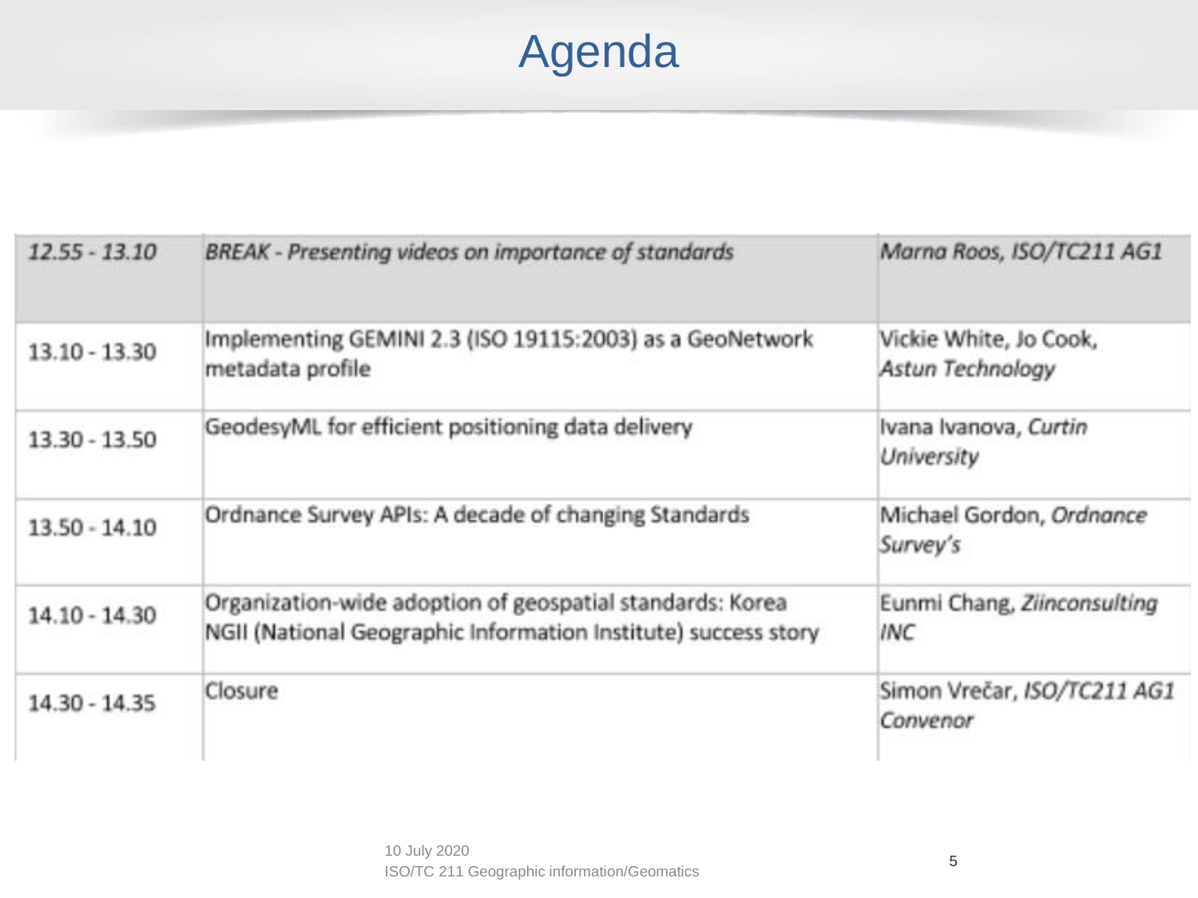# Agenda

| | | |
|---|---|---|
| *12.55 - 13.10* | *BREAK - Presenting videos on importance of standards* | *Marna Roos, ISO/TC211 AG1* |
| 13.10 - 13.30 | Implementing GEMINI 2.3 (ISO 19115:2003) as a GeoNetwork metadata profile | Vickie White, Jo Cook, *Astun Technology* |
| 13.30 - 13.50 | GeodesyML for efficient positioning data delivery | Ivana Ivanova, *Curtin University* |
| 13.50 - 14.10 | Ordnance Survey APIs: A decade of changing Standards | Michael Gordon, *Ordnance Survey's* |
| 14.10 - 14.30 | Organization-wide adoption of geospatial standards: Korea NGII (National Geographic Information Institute) success story | Eunmi Chang, *Ziinconsulting INC* |
| 14.30 - 14.35 | Closure | Simon Vrečar, *ISO/TC211 AG1 Convenor* |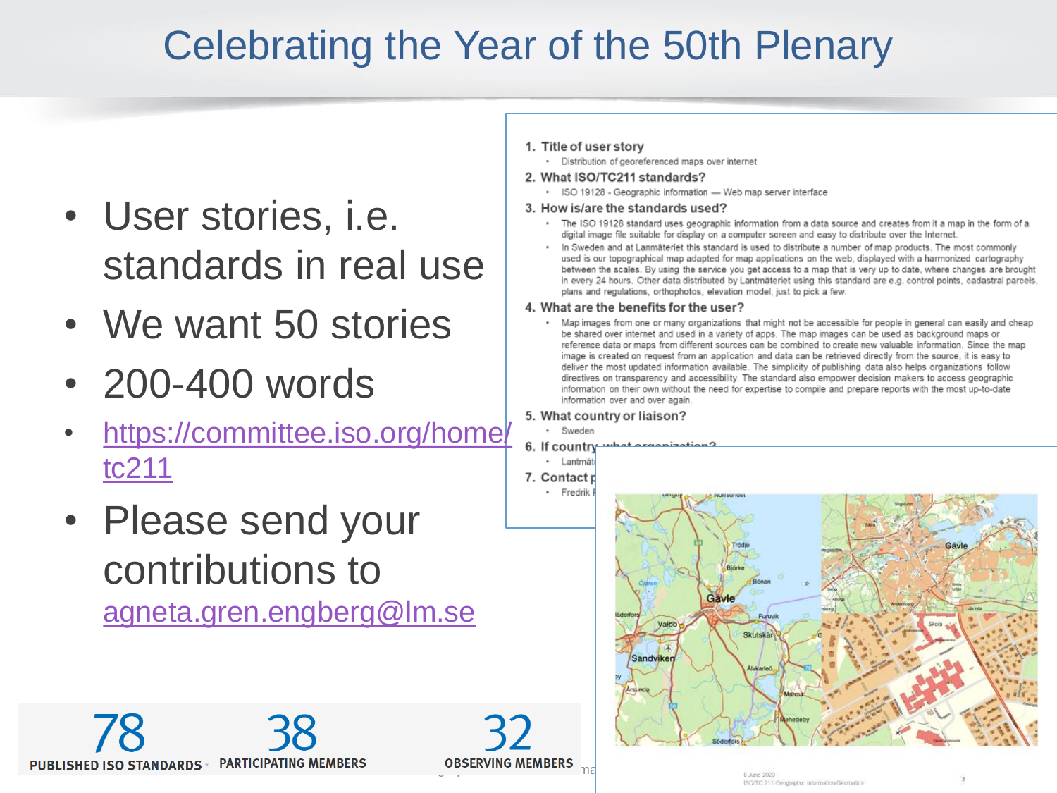# Celebrating the Year of the 50th Plenary

- User stories, i.e. standards in real use
- We want 50 stories
- 200-400 words
- https://committee.iso.org/home/tc211
- Please send your contributions to agneta.gren.engberg@lm.se

1. **Title of user story**
   - Distribution of georeferenced maps over internet
2. **What ISO/TC211 standards?**
   - ISO 19128 - Geographic information — Web map server interface
3. **How is/are the standards used?**
   - The ISO 19128 standard uses geographic information from a data source and creates from it a map in the form of a digital image file suitable for display on a computer screen and easy to distribute over the Internet.
   - In Sweden and at Lanmäteriet this standard is used to distribute a number of map products. The most commonly used is our topographical map adapted for map applications on the web, displayed with a harmonized cartography between the scales. By using the service you get access to a map that is very up to date, where changes are brought in every 24 hours. Other data distributed by Lantmäteriet using this standard are e.g. control points, cadastral parcels, plans and regulations, orthophotos, elevation model, just to pick a few.
4. **What are the benefits for the user?**
   - Map images from one or many organizations that might not be accessible for people in general can easily and cheap be shared over internet and used in a variety of apps. The map images can be used as background maps or reference data or maps from different sources can be combined to create new valuable information. Since the map image is created on request from an application and data can be retrieved directly from the source, it is easy to deliver the most updated information available. The simplicity of publishing data also helps organizations follow directives on transparency and accessibility. The standard also empower decision makers to access geographic information on their own without the need for expertise to compile and prepare reports with the most up-to-date information over and over again.
5. **What country or liaison?**
   - Sweden
6. **If country what organization?**
   - Lantmät
7. **Contact p**
   - Fredrik

Gävle

**78** PUBLISHED ISO STANDARDS

**38** PARTICIPATING MEMBERS

**32** OBSERVING MEMBERS